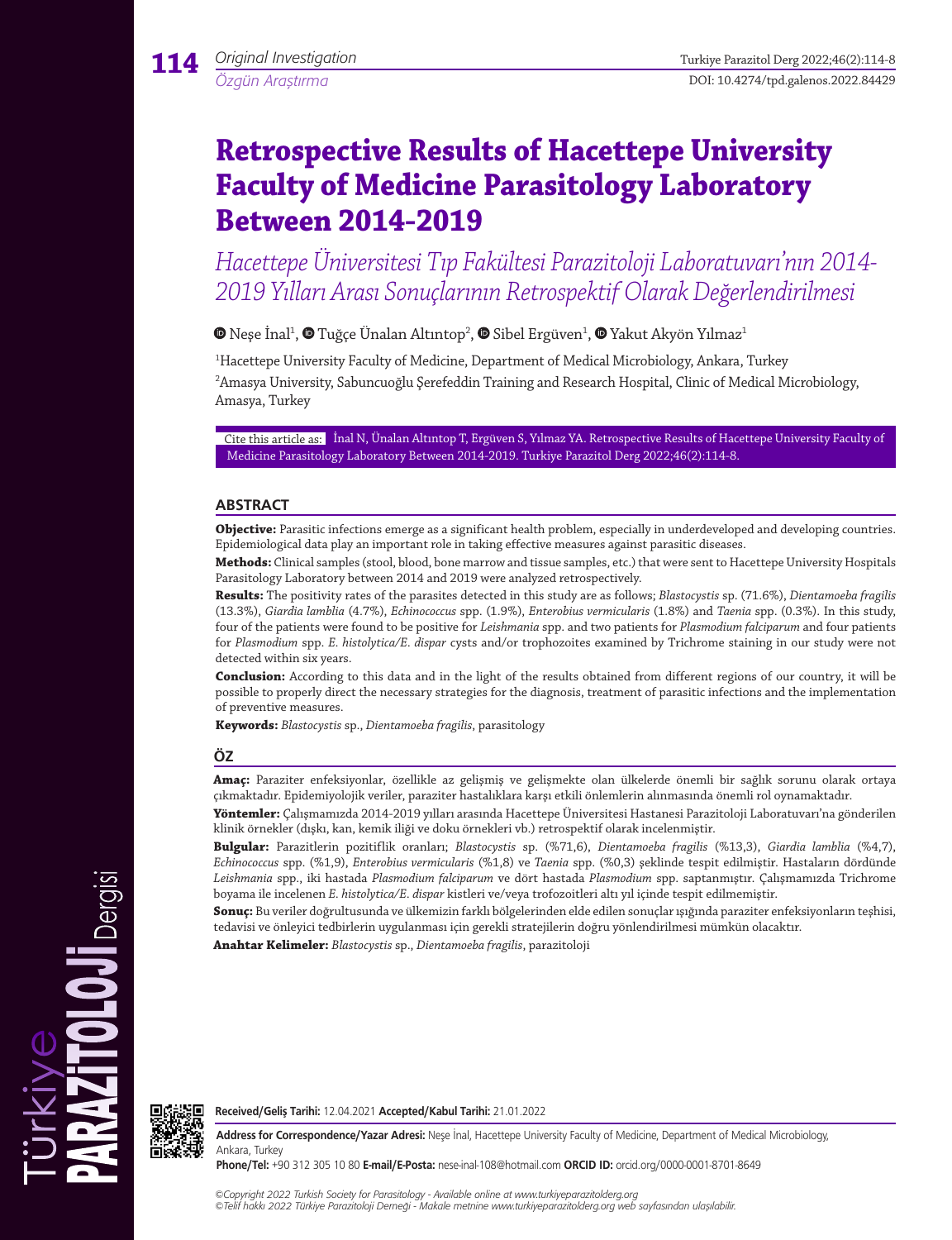Original Investigation

Özgün Araştırma

# Retrospective Results of Hacettepe University Faculty of Medicine Parasitology Laboratory Between 2014-2019

*Hacettepe Üniversitesi Tıp Fakültesi Parazitoloji Laboratuvarı'nın 2014-2019 Yılları Arası Sonuçlarının Retrospektif Olarak Değerlendirilmesi*

Neşe İnal[1], Tuğçe Ünalan Altıntop[2], Sibel Ergüven[1], Yakut Akyön Yılmaz[1]

[1]Hacettepe University Faculty of Medicine, Department of Medical Microbiology, Ankara, Turkey

[2]Amasya University, Sabuncuoğlu Şerefeddin Training and Research Hospital, Clinic of Medical Microbiology, Amasya, Turkey

Cite this article as: İnal N, Ünalan Altıntop T, Ergüven S, Yılmaz YA. Retrospective Results of Hacettepe University Faculty of Medicine Parasitology Laboratory Between 2014-2019. Turkiye Parazitol Derg 2022;46(2):114-8.

## ABSTRACT

**Objective:** Parasitic infections emerge as a significant health problem, especially in underdeveloped and developing countries. Epidemiological data play an important role in taking effective measures against parasitic diseases.

**Methods:** Clinical samples (stool, blood, bone marrow and tissue samples, etc.) that were sent to Hacettepe University Hospitals Parasitology Laboratory between 2014 and 2019 were analyzed retrospectively.

**Results:** The positivity rates of the parasites detected in this study are as follows; *Blastocystis* sp. (71.6%), *Dientamoeba fragilis* (13.3%), *Giardia lamblia* (4.7%), *Echinococcus* spp. (1.9%), *Enterobius vermicularis* (1.8%) and *Taenia* spp. (0.3%). In this study, four of the patients were found to be positive for *Leishmania* spp. and two patients for *Plasmodium falciparum* and four patients for *Plasmodium* spp. *E. histolytica/E. dispar* cysts and/or trophozoites examined by Trichrome staining in our study were not detected within six years.

**Conclusion:** According to this data and in the light of the results obtained from different regions of our country, it will be possible to properly direct the necessary strategies for the diagnosis, treatment of parasitic infections and the implementation of preventive measures.

**Keywords:** *Blastocystis* sp., *Dientamoeba fragilis*, parasitology

## ÖZ

**Amaç:** Paraziter enfeksiyonlar, özellikle az gelişmiş ve gelişmekte olan ülkelerde önemli bir sağlık sorunu olarak ortaya çıkmaktadır. Epidemiyolojik veriler, paraziter hastalıklara karşı etkili önlemlerin alınmasında önemli rol oynamaktadır.

**Yöntemler:** Çalışmamızda 2014-2019 yılları arasında Hacettepe Üniversitesi Hastanesi Parazitoloji Laboratuvarı'na gönderilen klinik örnekler (dışkı, kan, kemik iliği ve doku örnekleri vb.) retrospektif olarak incelenmiştir.

**Bulgular:** Parazitlerin pozitiflik oranları; *Blastocystis* sp. (%71,6), *Dientamoeba fragilis* (%13,3), *Giardia lamblia* (%4,7), *Echinococcus* spp. (%1,9), *Enterobius vermicularis* (%1,8) ve *Taenia* spp. (%0,3) şeklinde tespit edilmiştir. Hastaların dördünde *Leishmania* spp., iki hastada *Plasmodium falciparum* ve dört hastada *Plasmodium* spp. saptanmıştır. Çalışmamızda Trichrome boyama ile incelenen *E. histolytica/E. dispar* kistleri ve/veya trofozoitleri altı yıl içinde tespit edilmemiştir.

**Sonuç:** Bu veriler doğrultusunda ve ülkemizin farklı bölgelerinden elde edilen sonuçlar ışığında paraziter enfeksiyonların teşhisi, tedavisi ve önleyici tedbirlerin uygulanması için gerekli stratejilerin doğru yönlendirilmesi mümkün olacaktır.

**Anahtar Kelimeler:** *Blastocystis* sp., *Dientamoeba fragilis*, parazitoloji

**Received/Geliş Tarihi:** 12.04.2021 **Accepted/Kabul Tarihi:** 21.01.2022

**Address for Correspondence/Yazar Adresi:** Neşe İnal, Hacettepe University Faculty of Medicine, Department of Medical Microbiology, Ankara, Turkey

**Phone/Tel:** +90 312 305 10 80 **E-mail/E-Posta:** nese-inal-108@hotmail.com **ORCID ID:** orcid.org/0000-0001-8701-8649

*©Copyright 2022 Turkish Society for Parasitology - Available online at www.turkiyeparazitolderg.org*
*©Telif hakkı 2022 Türkiye Parazitoloji Derneği - Makale metnine www.turkiyeparazitolderg.org web sayfasından ulaşılabilir.*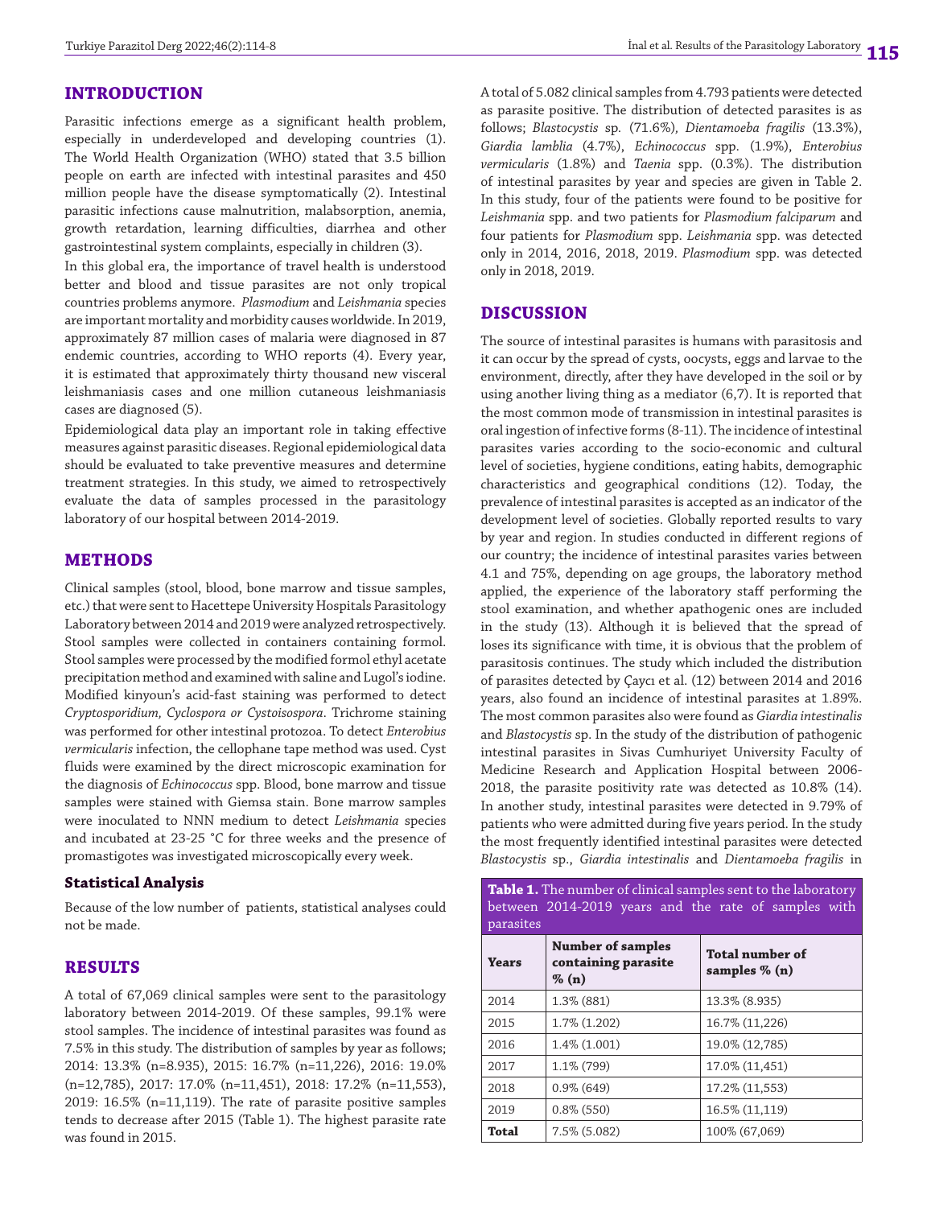## INTRODUCTION

Parasitic infections emerge as a significant health problem, especially in underdeveloped and developing countries (1). The World Health Organization (WHO) stated that 3.5 billion people on earth are infected with intestinal parasites and 450 million people have the disease symptomatically (2). Intestinal parasitic infections cause malnutrition, malabsorption, anemia, growth retardation, learning difficulties, diarrhea and other gastrointestinal system complaints, especially in children (3).

In this global era, the importance of travel health is understood better and blood and tissue parasites are not only tropical countries problems anymore. *Plasmodium* and *Leishmania* species are important mortality and morbidity causes worldwide. In 2019, approximately 87 million cases of malaria were diagnosed in 87 endemic countries, according to WHO reports (4). Every year, it is estimated that approximately thirty thousand new visceral leishmaniasis cases and one million cutaneous leishmaniasis cases are diagnosed (5).

Epidemiological data play an important role in taking effective measures against parasitic diseases. Regional epidemiological data should be evaluated to take preventive measures and determine treatment strategies. In this study, we aimed to retrospectively evaluate the data of samples processed in the parasitology laboratory of our hospital between 2014-2019.

## METHODS

Clinical samples (stool, blood, bone marrow and tissue samples, etc.) that were sent to Hacettepe University Hospitals Parasitology Laboratory between 2014 and 2019 were analyzed retrospectively. Stool samples were collected in containers containing formol. Stool samples were processed by the modified formol ethyl acetate precipitation method and examined with saline and Lugol's iodine. Modified kinyoun's acid-fast staining was performed to detect *Cryptosporidium, Cyclospora or Cystoisospora*. Trichrome staining was performed for other intestinal protozoa. To detect *Enterobius vermicularis* infection, the cellophane tape method was used. Cyst fluids were examined by the direct microscopic examination for the diagnosis of *Echinococcus* spp. Blood, bone marrow and tissue samples were stained with Giemsa stain. Bone marrow samples were inoculated to NNN medium to detect *Leishmania* species and incubated at 23-25 °C for three weeks and the presence of promastigotes was investigated microscopically every week.

### Statistical Analysis

Because of the low number of patients, statistical analyses could not be made.

## RESULTS

A total of 67,069 clinical samples were sent to the parasitology laboratory between 2014-2019. Of these samples, 99.1% were stool samples. The incidence of intestinal parasites was found as 7.5% in this study. The distribution of samples by year as follows; 2014: 13.3% (n=8.935), 2015: 16.7% (n=11,226), 2016: 19.0% (n=12,785), 2017: 17.0% (n=11,451), 2018: 17.2% (n=11,553), 2019: 16.5% (n=11,119). The rate of parasite positive samples tends to decrease after 2015 (Table 1). The highest parasite rate was found in 2015.

A total of 5.082 clinical samples from 4.793 patients were detected as parasite positive. The distribution of detected parasites is as follows; *Blastocystis* sp. (71.6%), *Dientamoeba fragilis* (13.3%), *Giardia lamblia* (4.7%), *Echinococcus* spp. (1.9%), *Enterobius vermicularis* (1.8%) and *Taenia* spp. (0.3%). The distribution of intestinal parasites by year and species are given in Table 2. In this study, four of the patients were found to be positive for *Leishmania* spp. and two patients for *Plasmodium falciparum* and four patients for *Plasmodium* spp. *Leishmania* spp. was detected only in 2014, 2016, 2018, 2019. *Plasmodium* spp. was detected only in 2018, 2019.

## DISCUSSION

The source of intestinal parasites is humans with parasitosis and it can occur by the spread of cysts, oocysts, eggs and larvae to the environment, directly, after they have developed in the soil or by using another living thing as a mediator (6,7). It is reported that the most common mode of transmission in intestinal parasites is oral ingestion of infective forms (8-11). The incidence of intestinal parasites varies according to the socio-economic and cultural level of societies, hygiene conditions, eating habits, demographic characteristics and geographical conditions (12). Today, the prevalence of intestinal parasites is accepted as an indicator of the development level of societies. Globally reported results to vary by year and region. In studies conducted in different regions of our country; the incidence of intestinal parasites varies between 4.1 and 75%, depending on age groups, the laboratory method applied, the experience of the laboratory staff performing the stool examination, and whether apathogenic ones are included in the study (13). Although it is believed that the spread of loses its significance with time, it is obvious that the problem of parasitosis continues. The study which included the distribution of parasites detected by Çaycı et al. (12) between 2014 and 2016 years, also found an incidence of intestinal parasites at 1.89%. The most common parasites also were found as *Giardia intestinalis* and *Blastocystis* sp. In the study of the distribution of pathogenic intestinal parasites in Sivas Cumhuriyet University Faculty of Medicine Research and Application Hospital between 2006-2018, the parasite positivity rate was detected as 10.8% (14). In another study, intestinal parasites were detected in 9.79% of patients who were admitted during five years period. In the study the most frequently identified intestinal parasites were detected *Blastocystis* sp., *Giardia intestinalis* and *Dientamoeba fragilis* in

**Table 1.** The number of clinical samples sent to the laboratory between 2014-2019 years and the rate of samples with parasites

| Years | Number of samples containing parasite % (n) | Total number of samples % (n) |
|---|---|---|
| 2014 | 1.3% (881) | 13.3% (8.935) |
| 2015 | 1.7% (1.202) | 16.7% (11,226) |
| 2016 | 1.4% (1.001) | 19.0% (12,785) |
| 2017 | 1.1% (799) | 17.0% (11,451) |
| 2018 | 0.9% (649) | 17.2% (11,553) |
| 2019 | 0.8% (550) | 16.5% (11,119) |
| **Total** | 7.5% (5.082) | 100% (67,069) |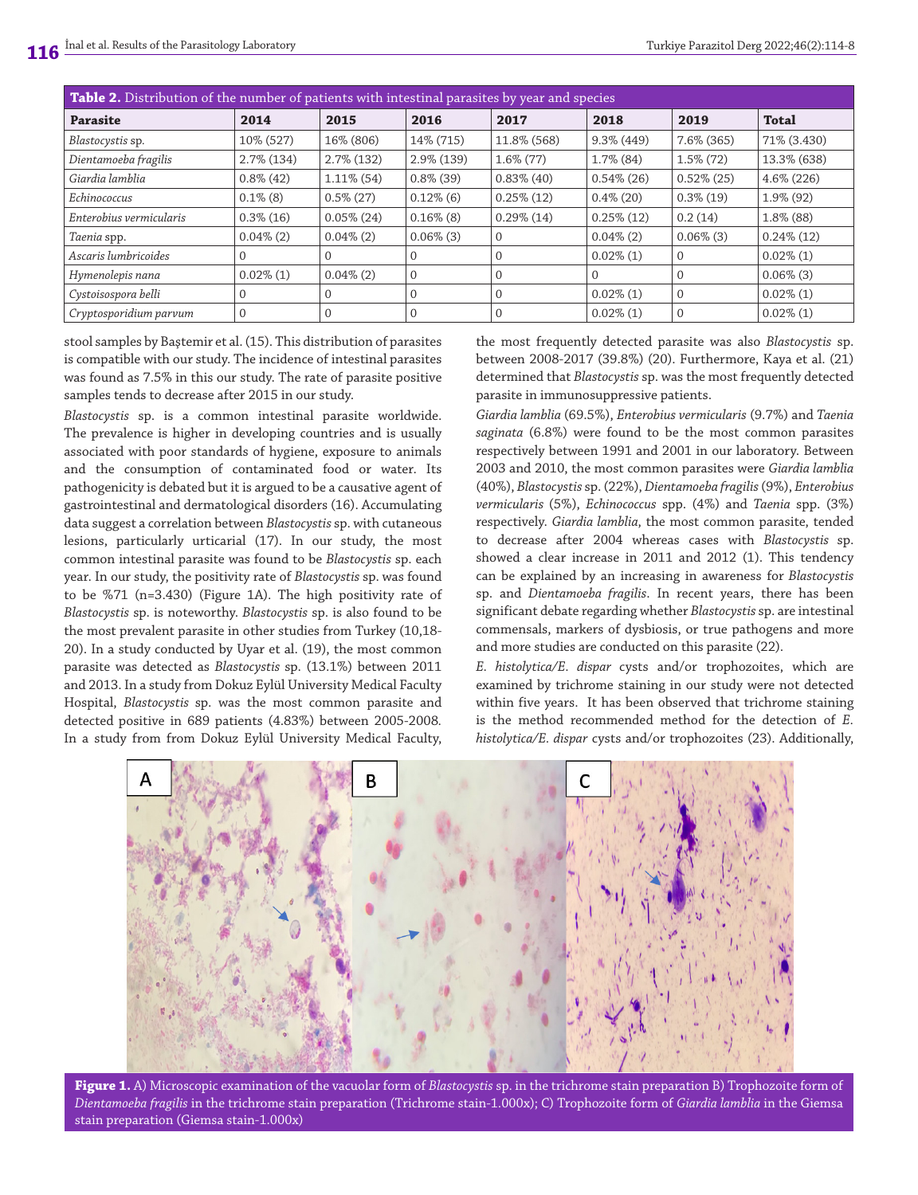**Table 2.** Distribution of the number of patients with intestinal parasites by year and species

| Parasite | 2014 | 2015 | 2016 | 2017 | 2018 | 2019 | Total |
|---|---|---|---|---|---|---|---|
| *Blastocystis* sp. | 10% (527) | 16% (806) | 14% (715) | 11.8% (568) | 9.3% (449) | 7.6% (365) | 71% (3.430) |
| *Dientamoeba fragilis* | 2.7% (134) | 2.7% (132) | 2.9% (139) | 1.6% (77) | 1.7% (84) | 1.5% (72) | 13.3% (638) |
| *Giardia lamblia* | 0.8% (42) | 1.11% (54) | 0.8% (39) | 0.83% (40) | 0.54% (26) | 0.52% (25) | 4.6% (226) |
| *Echinococcus* | 0.1% (8) | 0.5% (27) | 0.12% (6) | 0.25% (12) | 0.4% (20) | 0.3% (19) | 1.9% (92) |
| *Enterobius vermicularis* | 0.3% (16) | 0.05% (24) | 0.16% (8) | 0.29% (14) | 0.25% (12) | 0.2 (14) | 1.8% (88) |
| *Taenia* spp. | 0.04% (2) | 0.04% (2) | 0.06% (3) | 0 | 0.04% (2) | 0.06% (3) | 0.24% (12) |
| *Ascaris lumbricoides* | 0 | 0 | 0 | 0 | 0.02% (1) | 0 | 0.02% (1) |
| *Hymenolepis nana* | 0.02% (1) | 0.04% (2) | 0 | 0 | 0 | 0 | 0.06% (3) |
| *Cystoisospora belli* | 0 | 0 | 0 | 0 | 0.02% (1) | 0 | 0.02% (1) |
| *Cryptosporidium parvum* | 0 | 0 | 0 | 0 | 0.02% (1) | 0 | 0.02% (1) |

stool samples by Baştemir et al. (15). This distribution of parasites is compatible with our study. The incidence of intestinal parasites was found as 7.5% in this our study. The rate of parasite positive samples tends to decrease after 2015 in our study.

*Blastocystis* sp. is a common intestinal parasite worldwide. The prevalence is higher in developing countries and is usually associated with poor standards of hygiene, exposure to animals and the consumption of contaminated food or water. Its pathogenicity is debated but it is argued to be a causative agent of gastrointestinal and dermatological disorders (16). Accumulating data suggest a correlation between *Blastocystis* sp. with cutaneous lesions, particularly urticarial (17). In our study, the most common intestinal parasite was found to be *Blastocystis* sp. each year. In our study, the positivity rate of *Blastocystis* sp. was found to be %71 (n=3.430) (Figure 1A). The high positivity rate of *Blastocystis* sp. is noteworthy. *Blastocystis* sp. is also found to be the most prevalent parasite in other studies from Turkey (10,18-20). In a study conducted by Uyar et al. (19), the most common parasite was detected as *Blastocystis* sp. (13.1%) between 2011 and 2013. In a study from Dokuz Eylül University Medical Faculty Hospital, *Blastocystis* sp. was the most common parasite and detected positive in 689 patients (4.83%) between 2005-2008. In a study from from Dokuz Eylül University Medical Faculty, the most frequently detected parasite was also *Blastocystis* sp. between 2008-2017 (39.8%) (20). Furthermore, Kaya et al. (21) determined that *Blastocystis* sp. was the most frequently detected parasite in immunosuppressive patients.

*Giardia lamblia* (69.5%), *Enterobius vermicularis* (9.7%) and *Taenia saginata* (6.8%) were found to be the most common parasites respectively between 1991 and 2001 in our laboratory. Between 2003 and 2010, the most common parasites were *Giardia lamblia* (40%), *Blastocystis* sp. (22%), *Dientamoeba fragilis* (9%), *Enterobius vermicularis* (5%), *Echinococcus* spp. (4%) and *Taenia* spp. (3%) respectively. *Giardia lamblia*, the most common parasite, tended to decrease after 2004 whereas cases with *Blastocystis* sp. showed a clear increase in 2011 and 2012 (1). This tendency can be explained by an increasing in awareness for *Blastocystis* sp. and *Dientamoeba fragilis*. In recent years, there has been significant debate regarding whether *Blastocystis* sp. are intestinal commensals, markers of dysbiosis, or true pathogens and more and more studies are conducted on this parasite (22).

*E. histolytica/E. dispar* cysts and/or trophozoites, which are examined by trichrome staining in our study were not detected within five years. It has been observed that trichrome staining is the method recommended method for the detection of *E. histolytica/E. dispar* cysts and/or trophozoites (23). Additionally,

**Figure 1.** A) Microscopic examination of the vacuolar form of *Blastocystis* sp. in the trichrome stain preparation B) Trophozoite form of *Dientamoeba fragilis* in the trichrome stain preparation (Trichrome stain-1.000x); C) Trophozoite form of *Giardia lamblia* in the Giemsa stain preparation (Giemsa stain-1.000x)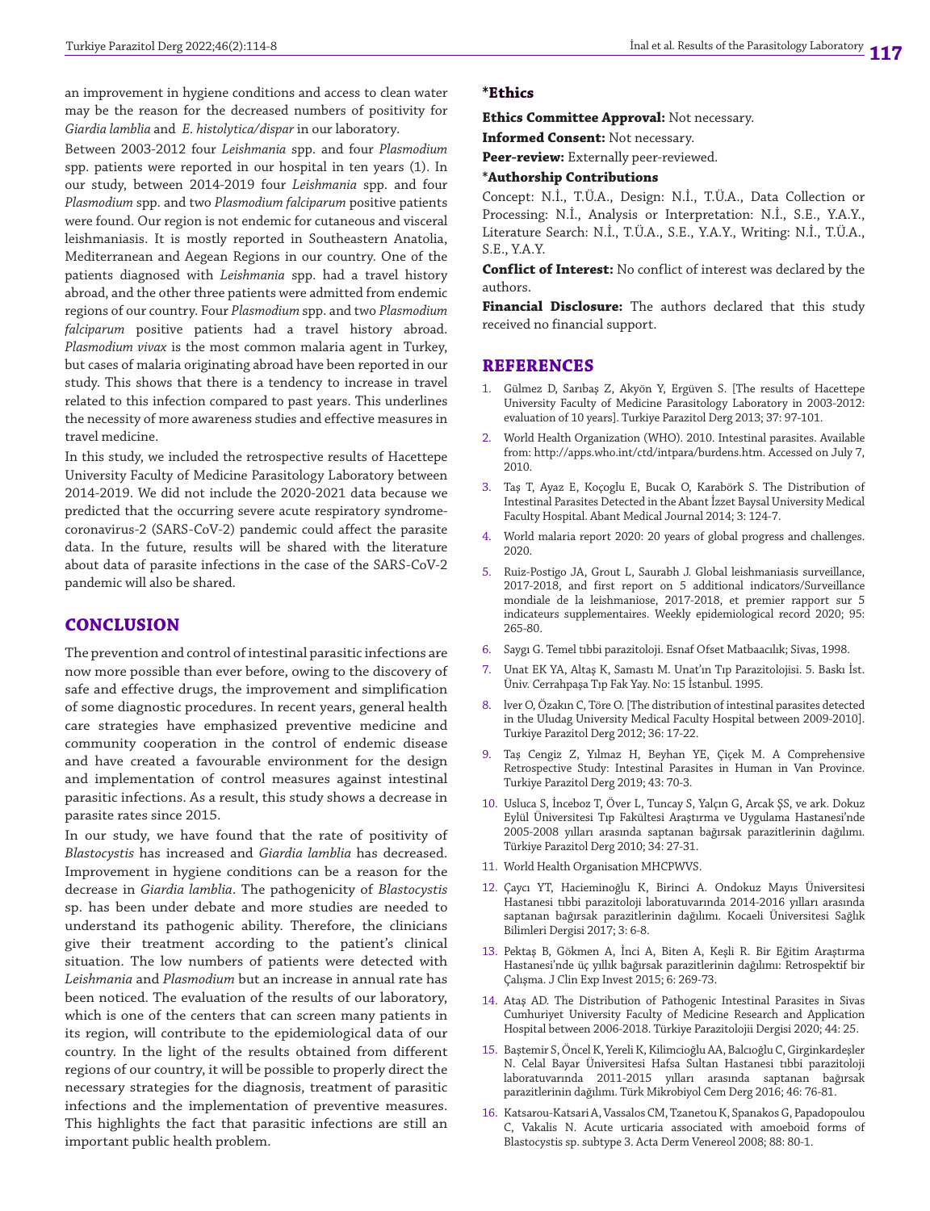an improvement in hygiene conditions and access to clean water may be the reason for the decreased numbers of positivity for *Giardia lamblia* and *E. histolytica/dispar* in our laboratory.

Between 2003-2012 four *Leishmania* spp. and four *Plasmodium* spp. patients were reported in our hospital in ten years (1). In our study, between 2014-2019 four *Leishmania* spp. and four *Plasmodium* spp. and two *Plasmodium falciparum* positive patients were found. Our region is not endemic for cutaneous and visceral leishmaniasis. It is mostly reported in Southeastern Anatolia, Mediterranean and Aegean Regions in our country. One of the patients diagnosed with *Leishmania* spp. had a travel history abroad, and the other three patients were admitted from endemic regions of our country. Four *Plasmodium* spp. and two *Plasmodium falciparum* positive patients had a travel history abroad. *Plasmodium vivax* is the most common malaria agent in Turkey, but cases of malaria originating abroad have been reported in our study. This shows that there is a tendency to increase in travel related to this infection compared to past years. This underlines the necessity of more awareness studies and effective measures in travel medicine.

In this study, we included the retrospective results of Hacettepe University Faculty of Medicine Parasitology Laboratory between 2014-2019. We did not include the 2020-2021 data because we predicted that the occurring severe acute respiratory syndrome-coronavirus-2 (SARS-CoV-2) pandemic could affect the parasite data. In the future, results will be shared with the literature about data of parasite infections in the case of the SARS-CoV-2 pandemic will also be shared.

## CONCLUSION

The prevention and control of intestinal parasitic infections are now more possible than ever before, owing to the discovery of safe and effective drugs, the improvement and simplification of some diagnostic procedures. In recent years, general health care strategies have emphasized preventive medicine and community cooperation in the control of endemic disease and have created a favourable environment for the design and implementation of control measures against intestinal parasitic infections. As a result, this study shows a decrease in parasite rates since 2015.

In our study, we have found that the rate of positivity of *Blastocystis* has increased and *Giardia lamblia* has decreased. Improvement in hygiene conditions can be a reason for the decrease in *Giardia lamblia*. The pathogenicity of *Blastocystis* sp. has been under debate and more studies are needed to understand its pathogenic ability. Therefore, the clinicians give their treatment according to the patient's clinical situation. The low numbers of patients were detected with *Leishmania* and *Plasmodium* but an increase in annual rate has been noticed. The evaluation of the results of our laboratory, which is one of the centers that can screen many patients in its region, will contribute to the epidemiological data of our country. In the light of the results obtained from different regions of our country, it will be possible to properly direct the necessary strategies for the diagnosis, treatment of parasitic infections and the implementation of preventive measures. This highlights the fact that parasitic infections are still an important public health problem.

### *Ethics

**Ethics Committee Approval:** Not necessary.

**Informed Consent:** Not necessary.

**Peer-review:** Externally peer-reviewed.

### *Authorship Contributions

Concept: N.İ., T.Ü.A., Design: N.İ., T.Ü.A., Data Collection or Processing: N.İ., Analysis or Interpretation: N.İ., S.E., Y.A.Y., Literature Search: N.İ., T.Ü.A., S.E., Y.A.Y., Writing: N.İ., T.Ü.A., S.E., Y.A.Y.

**Conflict of Interest:** No conflict of interest was declared by the authors.

**Financial Disclosure:** The authors declared that this study received no financial support.

## REFERENCES

1. Gülmez D, Sarıbaş Z, Akyön Y, Ergüven S. [The results of Hacettepe University Faculty of Medicine Parasitology Laboratory in 2003-2012: evaluation of 10 years]. Turkiye Parazitol Derg 2013; 37: 97-101.
2. World Health Organization (WHO). 2010. Intestinal parasites. Available from: http://apps.who.int/ctd/intpara/burdens.htm. Accessed on July 7, 2010.
3. Taş T, Ayaz E, Koçoglu E, Bucak O, Karabörk S. The Distribution of Intestinal Parasites Detected in the Abant İzzet Baysal University Medical Faculty Hospital. Abant Medical Journal 2014; 3: 124-7.
4. World malaria report 2020: 20 years of global progress and challenges. 2020.
5. Ruiz-Postigo JA, Grout L, Saurabh J. Global leishmaniasis surveillance, 2017-2018, and first report on 5 additional indicators/Surveillance mondiale de la leishmaniose, 2017-2018, et premier rapport sur 5 indicateurs supplementaires. Weekly epidemiological record 2020; 95: 265-80.
6. Saygı G. Temel tıbbi parazitoloji. Esnaf Ofset Matbaacılık; Sivas, 1998.
7. Unat EK YA, Altaş K, Samastı M. Unat'ın Tıp Parazitolojisi. 5. Baskı İst. Üniv. Cerrahpaşa Tıp Fak Yay. No: 15 İstanbul. 1995.
8. lver O, Özakın C, Töre O. [The distribution of intestinal parasites detected in the Uludag University Medical Faculty Hospital between 2009-2010]. Turkiye Parazitol Derg 2012; 36: 17-22.
9. Taş Cengiz Z, Yılmaz H, Beyhan YE, Çiçek M. A Comprehensive Retrospective Study: Intestinal Parasites in Human in Van Province. Turkiye Parazitol Derg 2019; 43: 70-3.
10. Usluca S, İnceboz T, Över L, Tuncay S, Yalçın G, Arcak ŞS, ve ark. Dokuz Eylül Üniversitesi Tıp Fakültesi Araştırma ve Uygulama Hastanesi'nde 2005-2008 yılları arasında saptanan bağırsak parazitlerinin dağılımı. Türkiye Parazitol Derg 2010; 34: 27-31.
11. World Health Organisation MHCPWVS.
12. Çaycı YT, Hacieminoğlu K, Birinci A. Ondokuz Mayıs Üniversitesi Hastanesi tıbbi parazitoloji laboratuvarında 2014-2016 yılları arasında saptanan bağırsak parazitlerinin dağılımı. Kocaeli Üniversitesi Sağlık Bilimleri Dergisi 2017; 3: 6-8.
13. Pektaş B, Gökmen A, İnci A, Biten A, Keşli R. Bir Eğitim Araştırma Hastanesi'nde üç yıllık bağırsak parazitlerinin dağılımı: Retrospektif bir Çalışma. J Clin Exp Invest 2015; 6: 269-73.
14. Ataş AD. The Distribution of Pathogenic Intestinal Parasites in Sivas Cumhuriyet University Faculty of Medicine Research and Application Hospital between 2006-2018. Türkiye Parazitolojii Dergisi 2020; 44: 25.
15. Baştemir S, Öncel K, Yereli K, Kilimcioğlu AA, Balcıoğlu C, Girginkardeşler N. Celal Bayar Üniversitesi Hafsa Sultan Hastanesi tıbbi parazitoloji laboratuvarında 2011-2015 yılları arasında saptanan bağırsak parazitlerinin dağılımı. Türk Mikrobiyol Cem Derg 2016; 46: 76-81.
16. Katsarou-Katsari A, Vassalos CM, Tzanetou K, Spanakos G, Papadopoulou C, Vakalis N. Acute urticaria associated with amoeboid forms of Blastocystis sp. subtype 3. Acta Derm Venereol 2008; 88: 80-1.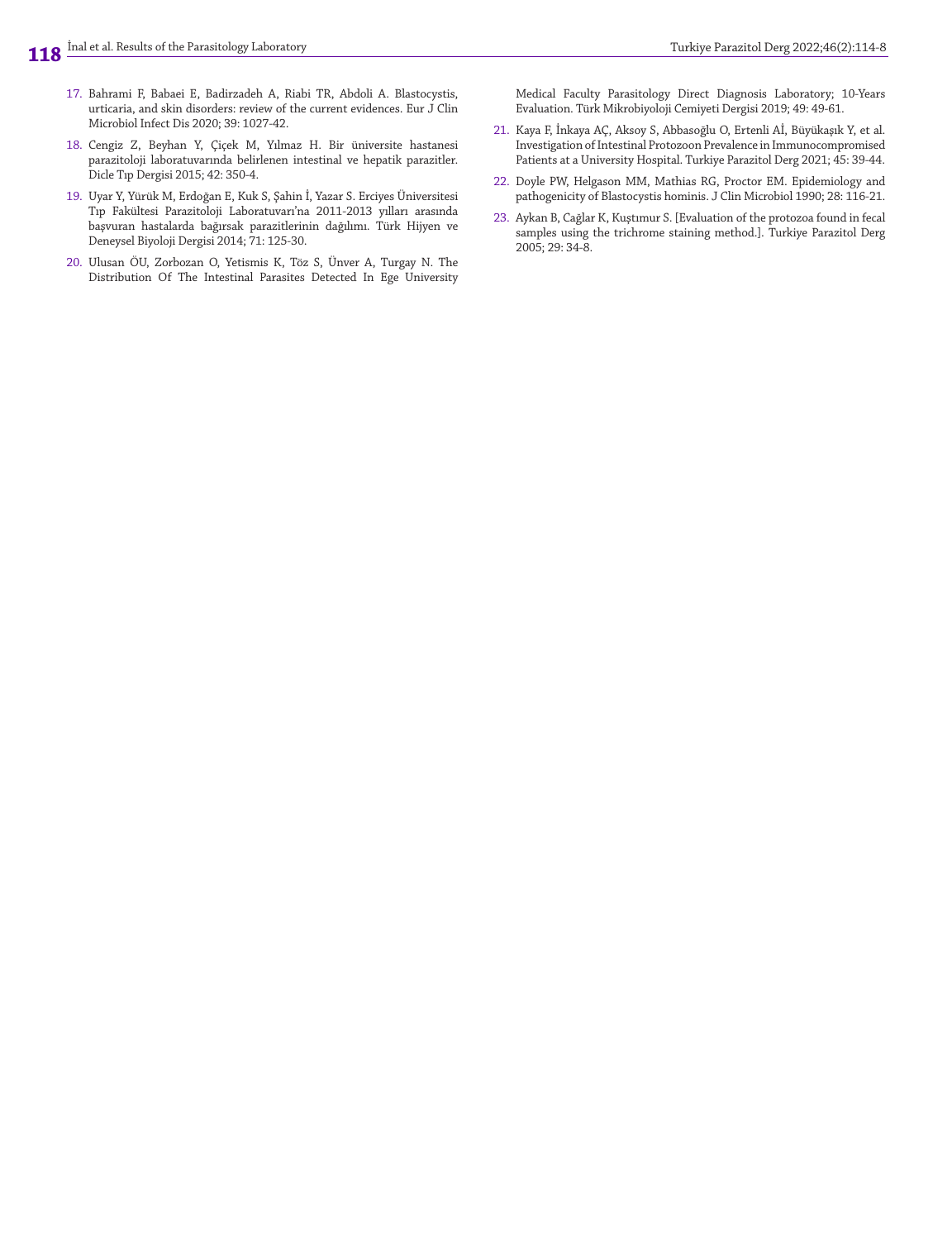17. Bahrami F, Babaei E, Badirzadeh A, Riabi TR, Abdoli A. Blastocystis, urticaria, and skin disorders: review of the current evidences. Eur J Clin Microbiol Infect Dis 2020; 39: 1027-42.
18. Cengiz Z, Beyhan Y, Çiçek M, Yılmaz H. Bir üniversite hastanesi parazitoloji laboratuvarında belirlenen intestinal ve hepatik parazitler. Dicle Tıp Dergisi 2015; 42: 350-4.
19. Uyar Y, Yürük M, Erdoğan E, Kuk S, Şahin İ, Yazar S. Erciyes Üniversitesi Tıp Fakültesi Parazitoloji Laboratuvarı'na 2011-2013 yılları arasında başvuran hastalarda bağırsak parazitlerinin dağılımı. Türk Hijyen ve Deneysel Biyoloji Dergisi 2014; 71: 125-30.
20. Ulusan ÖU, Zorbozan O, Yetismis K, Töz S, Ünver A, Turgay N. The Distribution Of The Intestinal Parasites Detected In Ege University Medical Faculty Parasitology Direct Diagnosis Laboratory; 10-Years Evaluation. Türk Mikrobiyoloji Cemiyeti Dergisi 2019; 49: 49-61.
21. Kaya F, İnkaya AÇ, Aksoy S, Abbasoğlu O, Ertenli Aİ, Büyükaşık Y, et al. Investigation of Intestinal Protozoon Prevalence in Immunocompromised Patients at a University Hospital. Turkiye Parazitol Derg 2021; 45: 39-44.
22. Doyle PW, Helgason MM, Mathias RG, Proctor EM. Epidemiology and pathogenicity of Blastocystis hominis. J Clin Microbiol 1990; 28: 116-21.
23. Aykan B, Cağlar K, Kuştımur S. [Evaluation of the protozoa found in fecal samples using the trichrome staining method.]. Turkiye Parazitol Derg 2005; 29: 34-8.